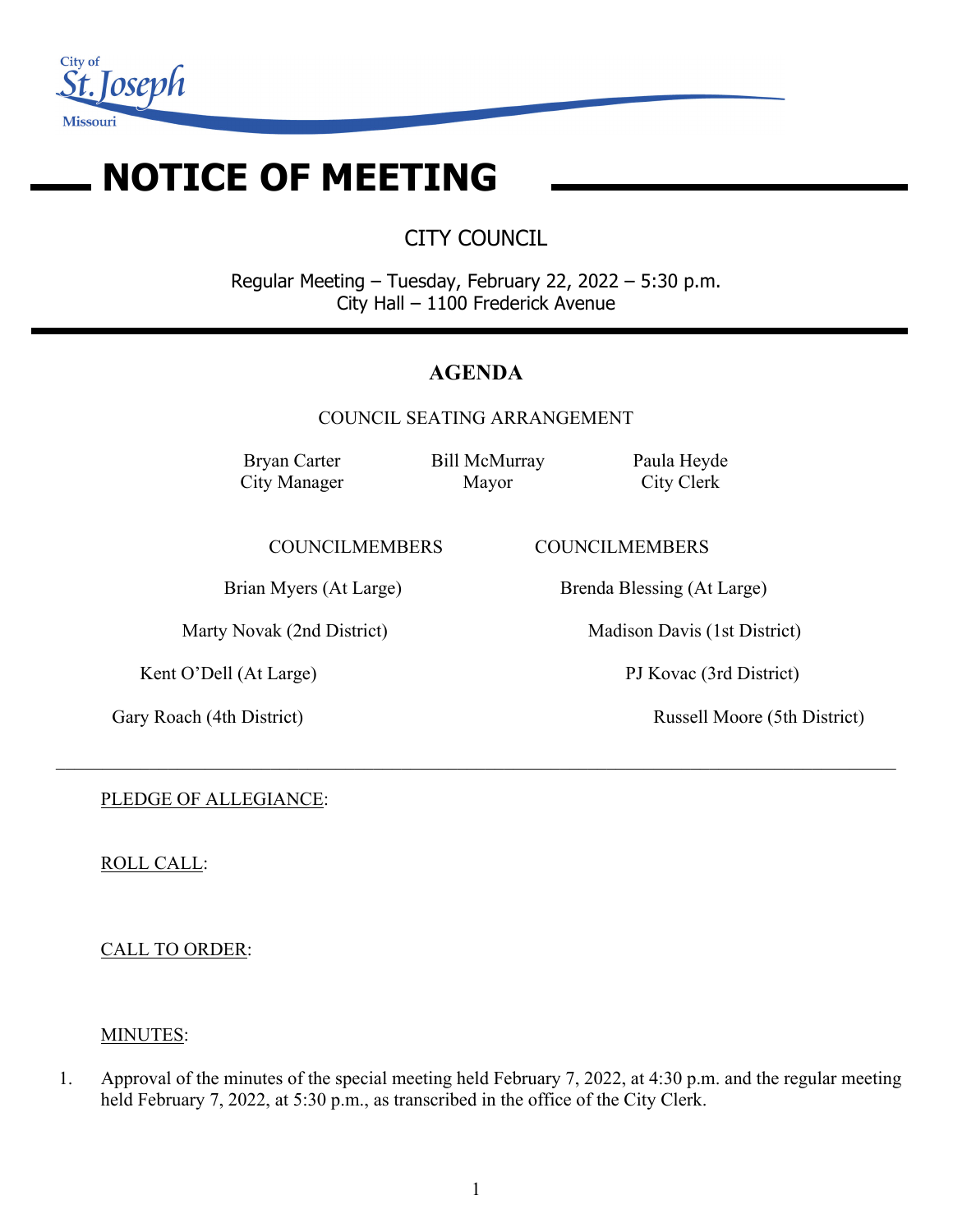City of St. Joseph Missouri

# NOTICE OF MEETING

## CITY COUNCIL

Regular Meeting – Tuesday, February 22, 2022 – 5:30 p.m.
City Hall – 1100 Frederick Avenue

## AGENDA

COUNCIL SEATING ARRANGEMENT

| Bryan Carter | Bill McMurray | Paula Heyde |
|---|---|---|
| City Manager | Mayor | City Clerk |

| COUNCILMEMBERS | COUNCILMEMBERS |
|---|---|
| Brian Myers (At Large) | Brenda Blessing (At Large) |
| Marty Novak (2nd District) | Madison Davis (1st District) |
| Kent O'Dell (At Large) | PJ Kovac (3rd District) |
| Gary Roach (4th District) | Russell Moore (5th District) |

---

PLEDGE OF ALLEGIANCE:

ROLL CALL:

CALL TO ORDER:

MINUTES:

1. Approval of the minutes of the special meeting held February 7, 2022, at 4:30 p.m. and the regular meeting held February 7, 2022, at 5:30 p.m., as transcribed in the office of the City Clerk.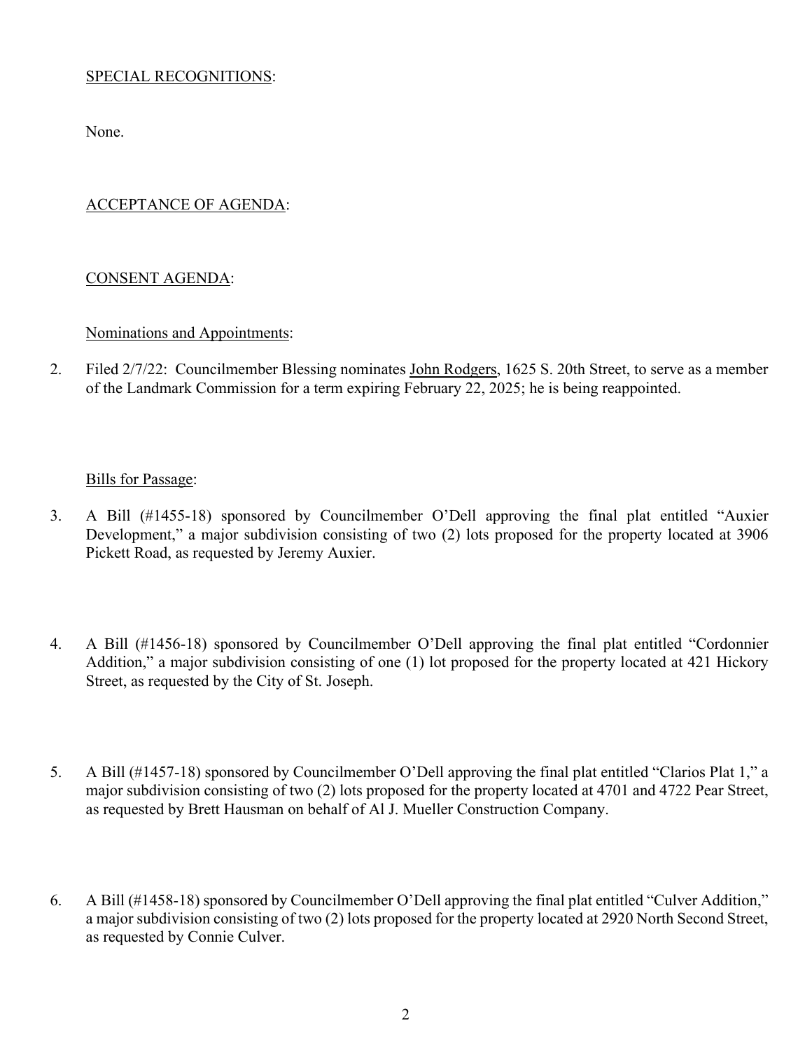SPECIAL RECOGNITIONS:

None.

ACCEPTANCE OF AGENDA:

CONSENT AGENDA:

Nominations and Appointments:

2. Filed 2/7/22: Councilmember Blessing nominates John Rodgers, 1625 S. 20th Street, to serve as a member of the Landmark Commission for a term expiring February 22, 2025; he is being reappointed.

Bills for Passage:

3. A Bill (#1455-18) sponsored by Councilmember O'Dell approving the final plat entitled "Auxier Development," a major subdivision consisting of two (2) lots proposed for the property located at 3906 Pickett Road, as requested by Jeremy Auxier.

4. A Bill (#1456-18) sponsored by Councilmember O'Dell approving the final plat entitled "Cordonnier Addition," a major subdivision consisting of one (1) lot proposed for the property located at 421 Hickory Street, as requested by the City of St. Joseph.

5. A Bill (#1457-18) sponsored by Councilmember O'Dell approving the final plat entitled "Clarios Plat 1," a major subdivision consisting of two (2) lots proposed for the property located at 4701 and 4722 Pear Street, as requested by Brett Hausman on behalf of Al J. Mueller Construction Company.

6. A Bill (#1458-18) sponsored by Councilmember O'Dell approving the final plat entitled "Culver Addition," a major subdivision consisting of two (2) lots proposed for the property located at 2920 North Second Street, as requested by Connie Culver.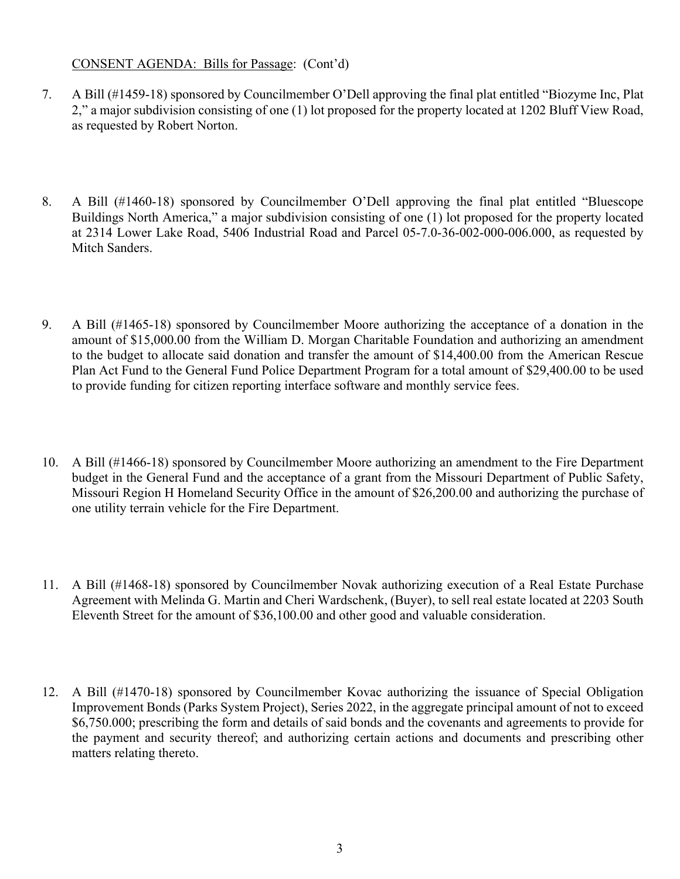CONSENT AGENDA: Bills for Passage: (Cont'd)

7. A Bill (#1459-18) sponsored by Councilmember O'Dell approving the final plat entitled "Biozyme Inc, Plat 2," a major subdivision consisting of one (1) lot proposed for the property located at 1202 Bluff View Road, as requested by Robert Norton.

8. A Bill (#1460-18) sponsored by Councilmember O'Dell approving the final plat entitled "Bluescope Buildings North America," a major subdivision consisting of one (1) lot proposed for the property located at 2314 Lower Lake Road, 5406 Industrial Road and Parcel 05-7.0-36-002-000-006.000, as requested by Mitch Sanders.

9. A Bill (#1465-18) sponsored by Councilmember Moore authorizing the acceptance of a donation in the amount of $15,000.00 from the William D. Morgan Charitable Foundation and authorizing an amendment to the budget to allocate said donation and transfer the amount of $14,400.00 from the American Rescue Plan Act Fund to the General Fund Police Department Program for a total amount of $29,400.00 to be used to provide funding for citizen reporting interface software and monthly service fees.

10. A Bill (#1466-18) sponsored by Councilmember Moore authorizing an amendment to the Fire Department budget in the General Fund and the acceptance of a grant from the Missouri Department of Public Safety, Missouri Region H Homeland Security Office in the amount of $26,200.00 and authorizing the purchase of one utility terrain vehicle for the Fire Department.

11. A Bill (#1468-18) sponsored by Councilmember Novak authorizing execution of a Real Estate Purchase Agreement with Melinda G. Martin and Cheri Wardschenk, (Buyer), to sell real estate located at 2203 South Eleventh Street for the amount of $36,100.00 and other good and valuable consideration.

12. A Bill (#1470-18) sponsored by Councilmember Kovac authorizing the issuance of Special Obligation Improvement Bonds (Parks System Project), Series 2022, in the aggregate principal amount of not to exceed $6,750.000; prescribing the form and details of said bonds and the covenants and agreements to provide for the payment and security thereof; and authorizing certain actions and documents and prescribing other matters relating thereto.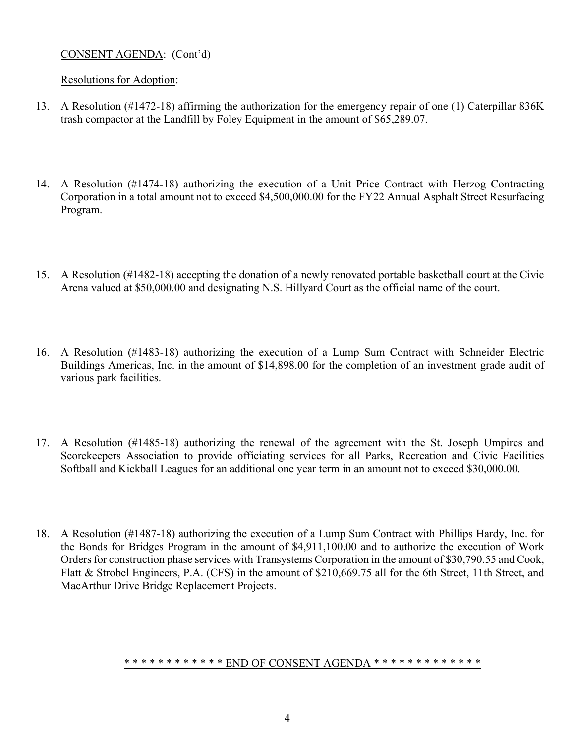CONSENT AGENDA: (Cont'd)

Resolutions for Adoption:

13. A Resolution (#1472-18) affirming the authorization for the emergency repair of one (1) Caterpillar 836K trash compactor at the Landfill by Foley Equipment in the amount of $65,289.07.

14. A Resolution (#1474-18) authorizing the execution of a Unit Price Contract with Herzog Contracting Corporation in a total amount not to exceed $4,500,000.00 for the FY22 Annual Asphalt Street Resurfacing Program.

15. A Resolution (#1482-18) accepting the donation of a newly renovated portable basketball court at the Civic Arena valued at $50,000.00 and designating N.S. Hillyard Court as the official name of the court.

16. A Resolution (#1483-18) authorizing the execution of a Lump Sum Contract with Schneider Electric Buildings Americas, Inc. in the amount of $14,898.00 for the completion of an investment grade audit of various park facilities.

17. A Resolution (#1485-18) authorizing the renewal of the agreement with the St. Joseph Umpires and Scorekeepers Association to provide officiating services for all Parks, Recreation and Civic Facilities Softball and Kickball Leagues for an additional one year term in an amount not to exceed $30,000.00.

18. A Resolution (#1487-18) authorizing the execution of a Lump Sum Contract with Phillips Hardy, Inc. for the Bonds for Bridges Program in the amount of $4,911,100.00 and to authorize the execution of Work Orders for construction phase services with Transystems Corporation in the amount of $30,790.55 and Cook, Flatt & Strobel Engineers, P.A. (CFS) in the amount of $210,669.75 all for the 6th Street, 11th Street, and MacArthur Drive Bridge Replacement Projects.

* * * * * * * * * * * * END OF CONSENT AGENDA * * * * * * * * * * * * *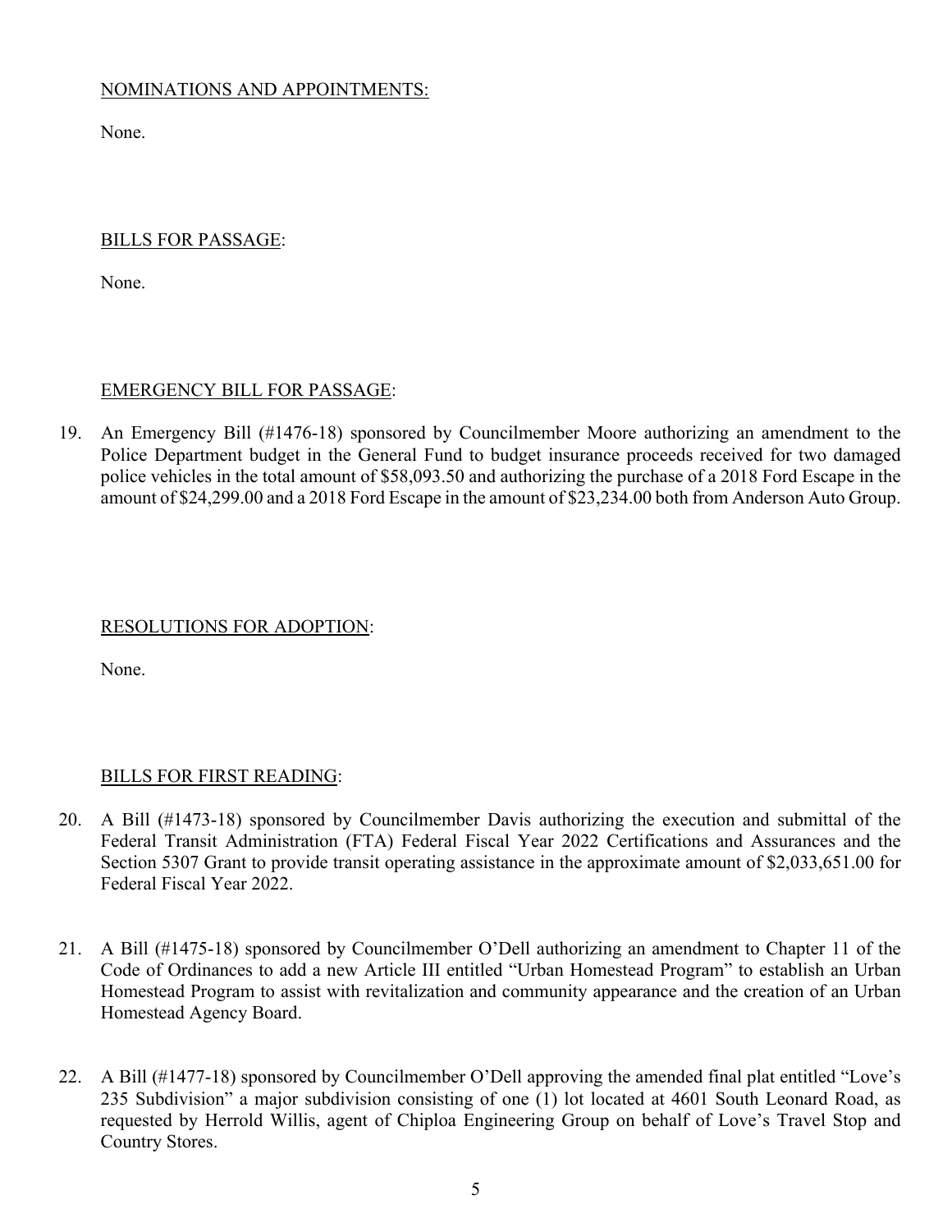NOMINATIONS AND APPOINTMENTS:

None.

BILLS FOR PASSAGE:

None.

EMERGENCY BILL FOR PASSAGE:

19. An Emergency Bill (#1476-18) sponsored by Councilmember Moore authorizing an amendment to the Police Department budget in the General Fund to budget insurance proceeds received for two damaged police vehicles in the total amount of $58,093.50 and authorizing the purchase of a 2018 Ford Escape in the amount of $24,299.00 and a 2018 Ford Escape in the amount of $23,234.00 both from Anderson Auto Group.

RESOLUTIONS FOR ADOPTION:

None.

BILLS FOR FIRST READING:

20. A Bill (#1473-18) sponsored by Councilmember Davis authorizing the execution and submittal of the Federal Transit Administration (FTA) Federal Fiscal Year 2022 Certifications and Assurances and the Section 5307 Grant to provide transit operating assistance in the approximate amount of $2,033,651.00 for Federal Fiscal Year 2022.

21. A Bill (#1475-18) sponsored by Councilmember O'Dell authorizing an amendment to Chapter 11 of the Code of Ordinances to add a new Article III entitled "Urban Homestead Program" to establish an Urban Homestead Program to assist with revitalization and community appearance and the creation of an Urban Homestead Agency Board.

22. A Bill (#1477-18) sponsored by Councilmember O'Dell approving the amended final plat entitled "Love's 235 Subdivision" a major subdivision consisting of one (1) lot located at 4601 South Leonard Road, as requested by Herrold Willis, agent of Chiploa Engineering Group on behalf of Love's Travel Stop and Country Stores.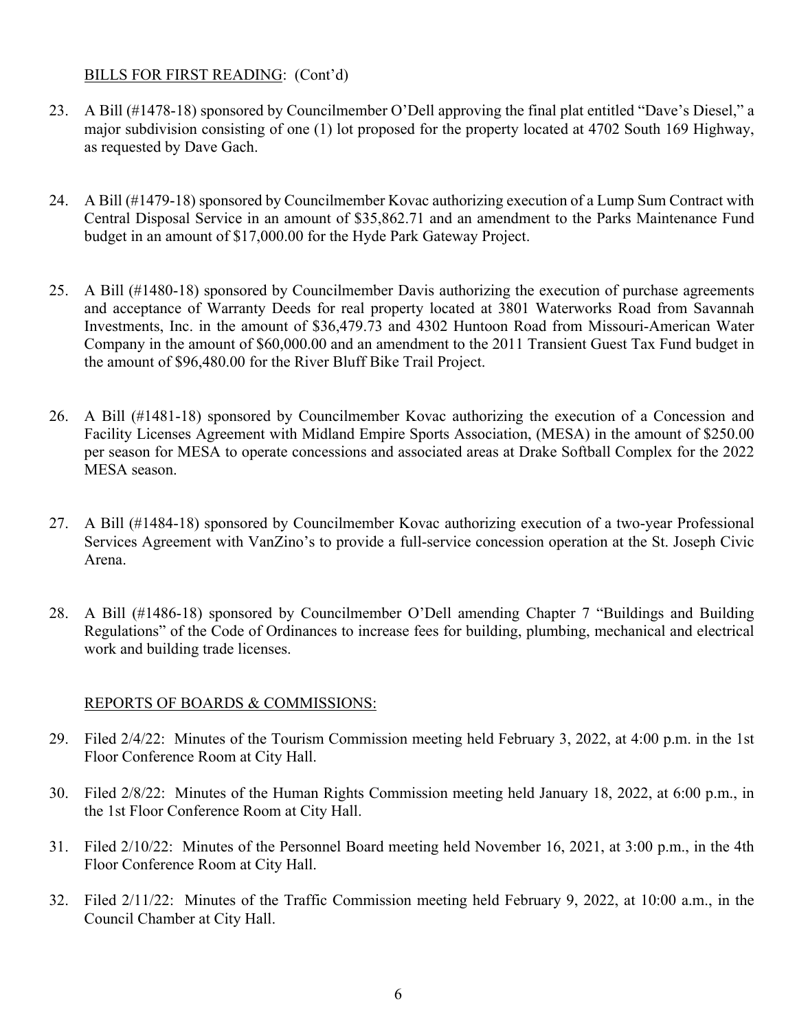BILLS FOR FIRST READING: (Cont'd)

23. A Bill (#1478-18) sponsored by Councilmember O'Dell approving the final plat entitled "Dave's Diesel," a major subdivision consisting of one (1) lot proposed for the property located at 4702 South 169 Highway, as requested by Dave Gach.

24. A Bill (#1479-18) sponsored by Councilmember Kovac authorizing execution of a Lump Sum Contract with Central Disposal Service in an amount of $35,862.71 and an amendment to the Parks Maintenance Fund budget in an amount of $17,000.00 for the Hyde Park Gateway Project.

25. A Bill (#1480-18) sponsored by Councilmember Davis authorizing the execution of purchase agreements and acceptance of Warranty Deeds for real property located at 3801 Waterworks Road from Savannah Investments, Inc. in the amount of $36,479.73 and 4302 Huntoon Road from Missouri-American Water Company in the amount of $60,000.00 and an amendment to the 2011 Transient Guest Tax Fund budget in the amount of $96,480.00 for the River Bluff Bike Trail Project.

26. A Bill (#1481-18) sponsored by Councilmember Kovac authorizing the execution of a Concession and Facility Licenses Agreement with Midland Empire Sports Association, (MESA) in the amount of $250.00 per season for MESA to operate concessions and associated areas at Drake Softball Complex for the 2022 MESA season.

27. A Bill (#1484-18) sponsored by Councilmember Kovac authorizing execution of a two-year Professional Services Agreement with VanZino's to provide a full-service concession operation at the St. Joseph Civic Arena.

28. A Bill (#1486-18) sponsored by Councilmember O'Dell amending Chapter 7 "Buildings and Building Regulations" of the Code of Ordinances to increase fees for building, plumbing, mechanical and electrical work and building trade licenses.

REPORTS OF BOARDS & COMMISSIONS:

29. Filed 2/4/22: Minutes of the Tourism Commission meeting held February 3, 2022, at 4:00 p.m. in the 1st Floor Conference Room at City Hall.

30. Filed 2/8/22: Minutes of the Human Rights Commission meeting held January 18, 2022, at 6:00 p.m., in the 1st Floor Conference Room at City Hall.

31. Filed 2/10/22: Minutes of the Personnel Board meeting held November 16, 2021, at 3:00 p.m., in the 4th Floor Conference Room at City Hall.

32. Filed 2/11/22: Minutes of the Traffic Commission meeting held February 9, 2022, at 10:00 a.m., in the Council Chamber at City Hall.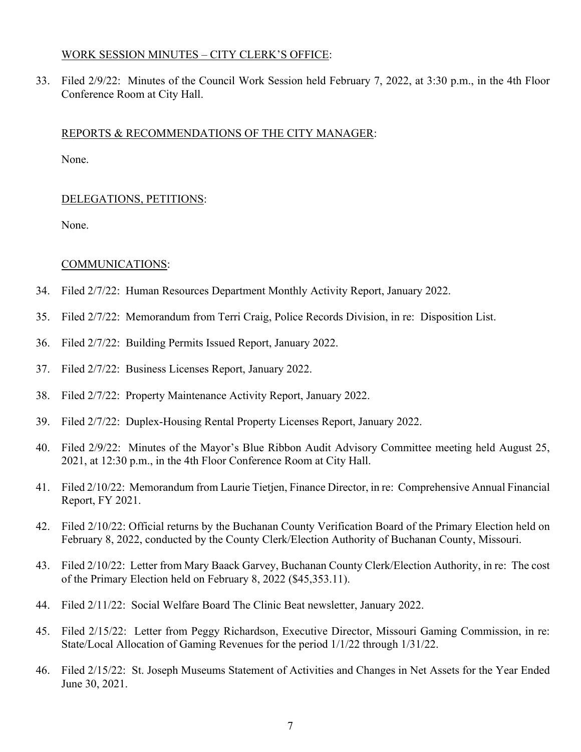WORK SESSION MINUTES – CITY CLERK'S OFFICE:

33. Filed 2/9/22: Minutes of the Council Work Session held February 7, 2022, at 3:30 p.m., in the 4th Floor Conference Room at City Hall.

REPORTS & RECOMMENDATIONS OF THE CITY MANAGER:

None.

DELEGATIONS, PETITIONS:

None.

COMMUNICATIONS:

34. Filed 2/7/22: Human Resources Department Monthly Activity Report, January 2022.
35. Filed 2/7/22: Memorandum from Terri Craig, Police Records Division, in re: Disposition List.
36. Filed 2/7/22: Building Permits Issued Report, January 2022.
37. Filed 2/7/22: Business Licenses Report, January 2022.
38. Filed 2/7/22: Property Maintenance Activity Report, January 2022.
39. Filed 2/7/22: Duplex-Housing Rental Property Licenses Report, January 2022.
40. Filed 2/9/22: Minutes of the Mayor's Blue Ribbon Audit Advisory Committee meeting held August 25, 2021, at 12:30 p.m., in the 4th Floor Conference Room at City Hall.
41. Filed 2/10/22: Memorandum from Laurie Tietjen, Finance Director, in re: Comprehensive Annual Financial Report, FY 2021.
42. Filed 2/10/22: Official returns by the Buchanan County Verification Board of the Primary Election held on February 8, 2022, conducted by the County Clerk/Election Authority of Buchanan County, Missouri.
43. Filed 2/10/22: Letter from Mary Baack Garvey, Buchanan County Clerk/Election Authority, in re: The cost of the Primary Election held on February 8, 2022 ($45,353.11).
44. Filed 2/11/22: Social Welfare Board The Clinic Beat newsletter, January 2022.
45. Filed 2/15/22: Letter from Peggy Richardson, Executive Director, Missouri Gaming Commission, in re: State/Local Allocation of Gaming Revenues for the period 1/1/22 through 1/31/22.
46. Filed 2/15/22: St. Joseph Museums Statement of Activities and Changes in Net Assets for the Year Ended June 30, 2021.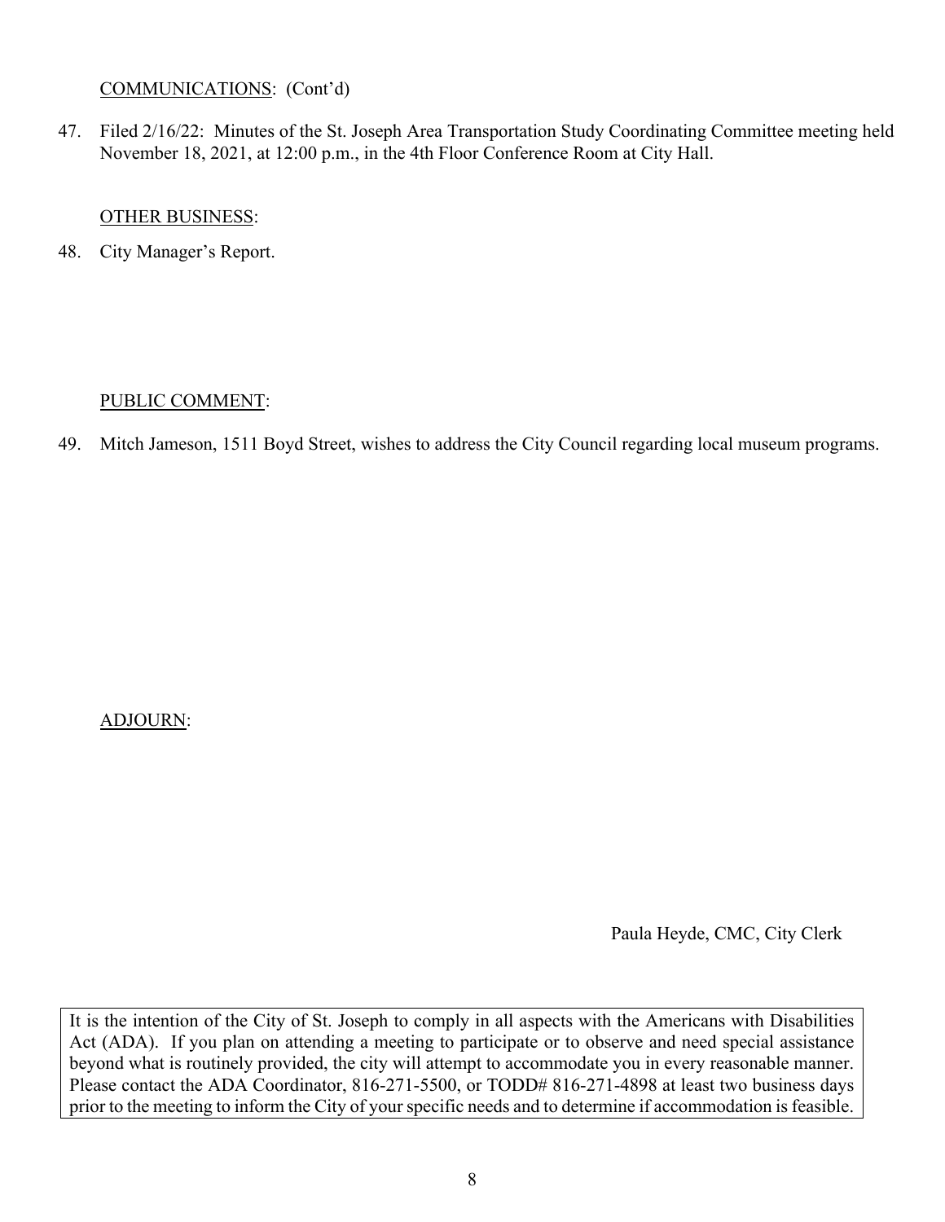COMMUNICATIONS: (Cont'd)

47. Filed 2/16/22: Minutes of the St. Joseph Area Transportation Study Coordinating Committee meeting held November 18, 2021, at 12:00 p.m., in the 4th Floor Conference Room at City Hall.

OTHER BUSINESS:

48. City Manager's Report.

PUBLIC COMMENT:

49. Mitch Jameson, 1511 Boyd Street, wishes to address the City Council regarding local museum programs.

ADJOURN:

Paula Heyde, CMC, City Clerk

It is the intention of the City of St. Joseph to comply in all aspects with the Americans with Disabilities Act (ADA). If you plan on attending a meeting to participate or to observe and need special assistance beyond what is routinely provided, the city will attempt to accommodate you in every reasonable manner. Please contact the ADA Coordinator, 816-271-5500, or TODD# 816-271-4898 at least two business days prior to the meeting to inform the City of your specific needs and to determine if accommodation is feasible.